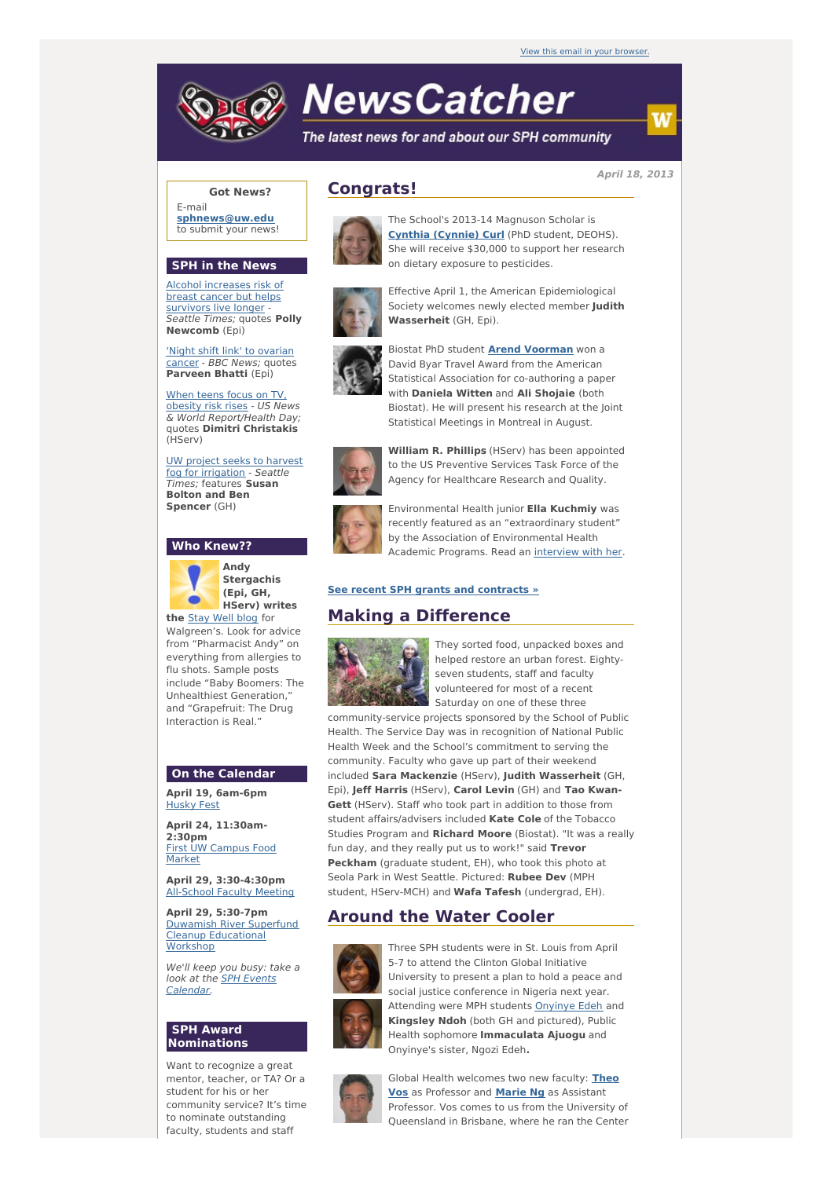View this email in your browser.

# NewsCatcher

*The latest news for and about our SPH community*

April 18, 2013

**Got News?**

E-mail **sphnews@uw.edu** to submit your news!

## SPH in the News

Alcohol increases risk of breast cancer but helps survivors live longer - *Seattle Times;* quotes **Polly Newcomb** (Epi)

'Night shift link' to ovarian cancer - *BBC News*; quotes **Parveen Bhatti** (Epi)

When teens focus on TV, obesity risk rises - *US News & World Report/Health Day;* quotes **Dimitri Christakis** (HServ)

UW project seeks to harvest fog for irrigation - *Seattle Times;* features **Susan Bolton and Ben Spencer** (GH)

## Who Knew??

**Andy Stergachis (Epi, GH, HServ) writes the** Stay Well blog for Walgreen's. Look for advice from "Pharmacist Andy" on everything from allergies to flu shots. Sample posts include "Baby Boomers: The Unhealthiest Generation," and "Grapefruit: The Drug Interaction is Real."

## On the Calendar

**April 19, 6am-6pm**
Husky Fest

**April 24, 11:30am-2:30pm**
First UW Campus Food Market

**April 29, 3:30-4:30pm**
All-School Faculty Meeting

**April 29, 5:30-7pm**
Duwamish River Superfund Cleanup Educational Workshop

*We'll keep you busy: take a look at the SPH Events Calendar.*

## SPH Award Nominations

Want to recognize a great mentor, teacher, or TA? Or a student for his or her community service? It's time to nominate outstanding faculty, students and staff

## Congrats!

The School's 2013-14 Magnuson Scholar is **Cynthia (Cynnie) Curl** (PhD student, DEOHS). She will receive $30,000 to support her research on dietary exposure to pesticides.

Effective April 1, the American Epidemiological Society welcomes newly elected member **Judith Wasserheit** (GH, Epi).

Biostat PhD student **Arend Voorman** won a David Byar Travel Award from the American Statistical Association for co-authoring a paper with **Daniela Witten** and **Ali Shojaie** (both Biostat). He will present his research at the Joint Statistical Meetings in Montreal in August.

**William R. Phillips** (HServ) has been appointed to the US Preventive Services Task Force of the Agency for Healthcare Research and Quality.

Environmental Health junior **Ella Kuchmiy** was recently featured as an "extraordinary student" by the Association of Environmental Health Academic Programs. Read an interview with her.

**See recent SPH grants and contracts »**

## Making a Difference

They sorted food, unpacked boxes and helped restore an urban forest. Eighty-seven students, staff and faculty volunteered for most of a recent Saturday on one of these three community-service projects sponsored by the School of Public Health. The Service Day was in recognition of National Public Health Week and the School's commitment to serving the community. Faculty who gave up part of their weekend included **Sara Mackenzie** (HServ), **Judith Wasserheit** (GH, Epi), **Jeff Harris** (HServ), **Carol Levin** (GH) and **Tao Kwan-Gett** (HServ). Staff who took part in addition to those from student affairs/advisers included **Kate Cole** of the Tobacco Studies Program and **Richard Moore** (Biostat). "It was a really fun day, and they really put us to work!" said **Trevor Peckham** (graduate student, EH), who took this photo at Seola Park in West Seattle. Pictured: **Rubee Dev** (MPH student, HServ-MCH) and **Wafa Tafesh** (undergrad, EH).

## Around the Water Cooler

Three SPH students were in St. Louis from April 5-7 to attend the Clinton Global Initiative University to present a plan to hold a peace and social justice conference in Nigeria next year. Attending were MPH students Onyinye Edeh and **Kingsley Ndoh** (both GH and pictured), Public Health sophomore **Immaculata Ajuogu** and Onyinye's sister, Ngozi Edeh**.**

Global Health welcomes two new faculty: **Theo Vos** as Professor and **Marie Ng** as Assistant Professor. Vos comes to us from the University of Queensland in Brisbane, where he ran the Center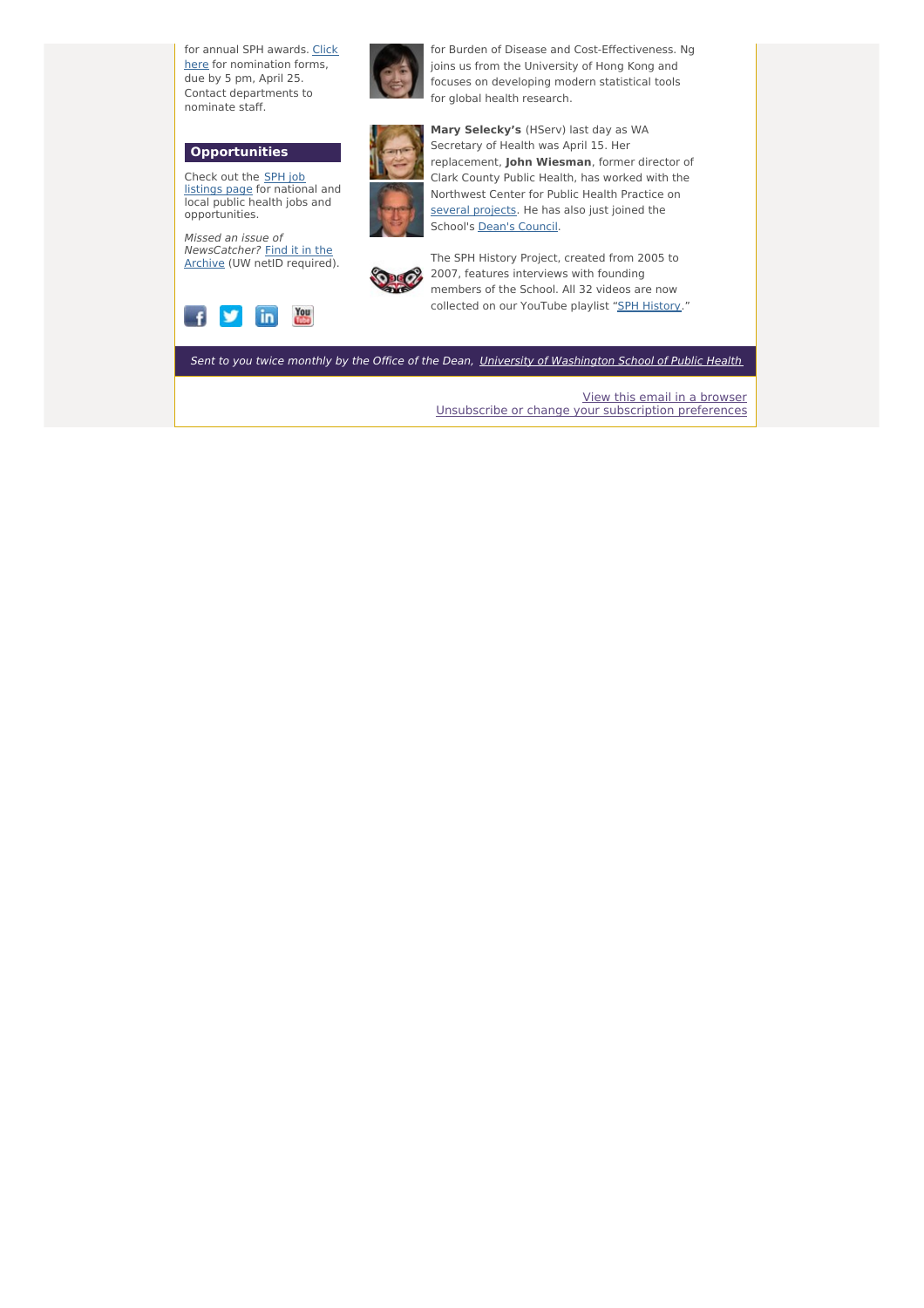for annual SPH awards. Click here for nomination forms, due by 5 pm, April 25. Contact departments to nominate staff.

## Opportunities

Check out the SPH job listings page for national and local public health jobs and opportunities.

*Missed an issue of NewsCatcher?* Find it in the Archive (UW netID required).

for Burden of Disease and Cost-Effectiveness. Ng joins us from the University of Hong Kong and focuses on developing modern statistical tools for global health research.

**Mary Selecky's** (HServ) last day as WA Secretary of Health was April 15. Her replacement, **John Wiesman**, former director of Clark County Public Health, has worked with the Northwest Center for Public Health Practice on several projects. He has also just joined the School's Dean's Council.

The SPH History Project, created from 2005 to 2007, features interviews with founding members of the School. All 32 videos are now collected on our YouTube playlist "SPH History."

*Sent to you twice monthly by the Office of the Dean, University of Washington School of Public Health*

View this email in a browser
Unsubscribe or change your subscription preferences